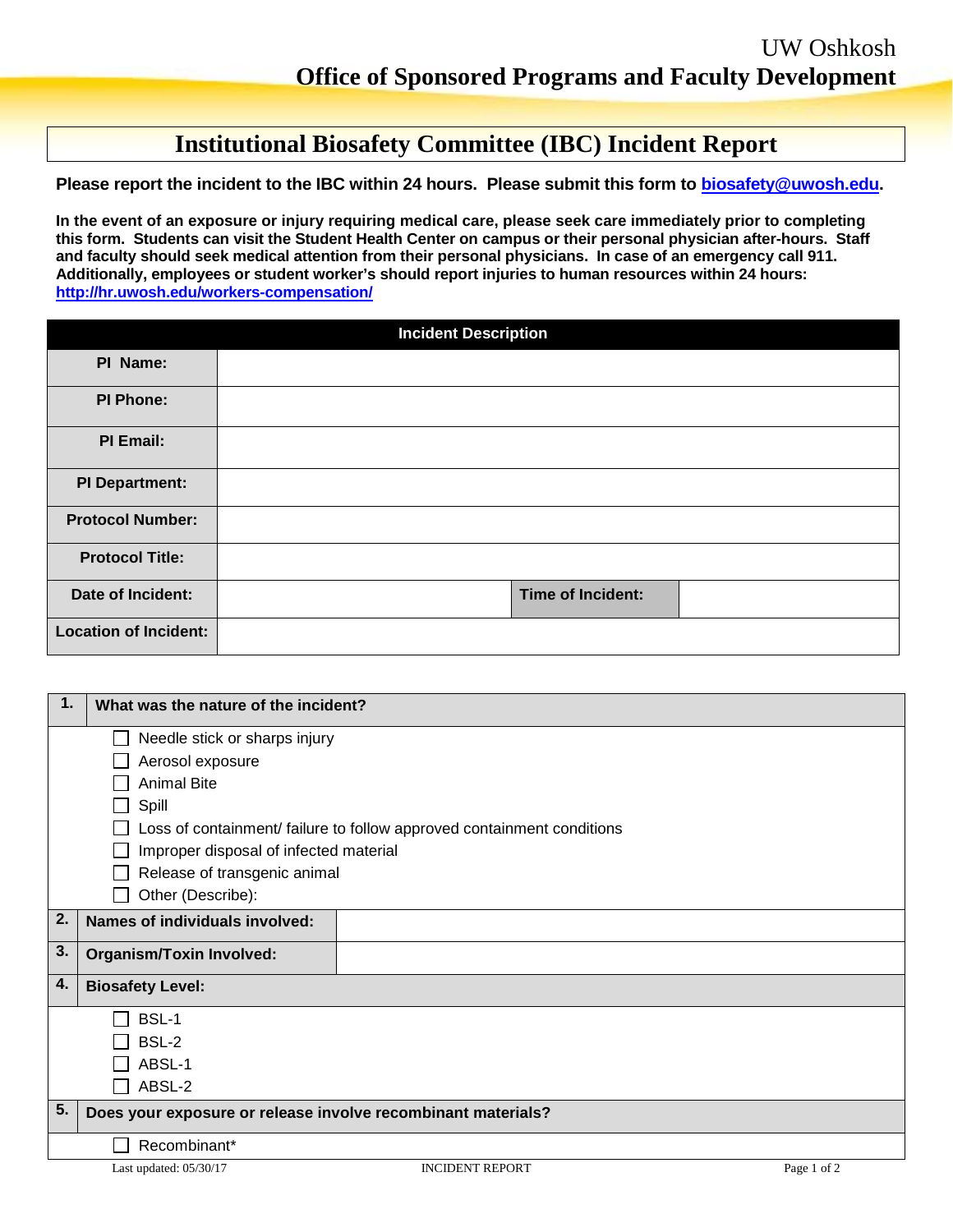UW Oshkosh
**Office of Sponsored Programs and Faculty Development**

# Institutional Biosafety Committee (IBC) Incident Report

**Please report the incident to the IBC within 24 hours. Please submit this form to [biosafety@uwosh.edu](mailto:biosafety@uwosh.edu).**

**In the event of an exposure or injury requiring medical care, please seek care immediately prior to completing this form. Students can visit the Student Health Center on campus or their personal physician after-hours. Staff and faculty should seek medical attention from their personal physicians. In case of an emergency call 911. Additionally, employees or student worker's should report injuries to human resources within 24 hours: [http://hr.uwosh.edu/workers-compensation/](http://hr.uwosh.edu/workers-compensation/)**

| **Incident Description** | | | |
|---|---|---|---|
| **PI Name:** | | | |
| **PI Phone:** | | | |
| **PI Email:** | | | |
| **PI Department:** | | | |
| **Protocol Number:** | | | |
| **Protocol Title:** | | | |
| **Date of Incident:** | | **Time of Incident:** | |
| **Location of Incident:** | | | |

**1. What was the nature of the incident?**

- ☐ Needle stick or sharps injury
- ☐ Aerosol exposure
- ☐ Animal Bite
- ☐ Spill
- ☐ Loss of containment/ failure to follow approved containment conditions
- ☐ Improper disposal of infected material
- ☐ Release of transgenic animal
- ☐ Other (Describe):

| | | |
|---|---|---|
| **2.** | **Names of individuals involved:** | |
| **3.** | **Organism/Toxin Involved:** | |

**4. Biosafety Level:**

- ☐ BSL-1
- ☐ BSL-2
- ☐ ABSL-1
- ☐ ABSL-2

**5. Does your exposure or release involve recombinant materials?**

- ☐ Recombinant*

Last updated: 05/30/17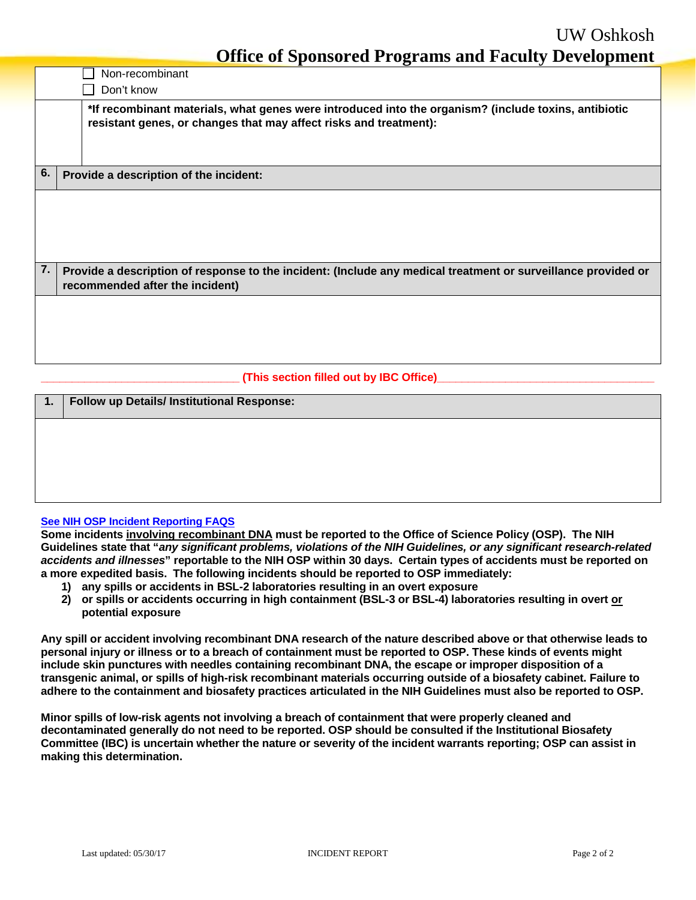- ☐ Non-recombinant
- ☐ Don't know

**\*If recombinant materials, what genes were introduced into the organism? (include toxins, antibiotic resistant genes, or changes that may affect risks and treatment):**

| 6. | Provide a description of the incident: |
|---|---|
| | |

| 7. | Provide a description of response to the incident: (Include any medical treatment or surveillance provided or recommended after the incident) |
|---|---|
| | |

**(This section filled out by IBC Office)**

| 1. | Follow up Details/ Institutional Response: |
|---|---|
| | |

**See NIH OSP Incident Reporting FAQS**

**Some incidents involving recombinant DNA must be reported to the Office of Science Policy (OSP). The NIH Guidelines state that "*any significant problems, violations of the NIH Guidelines, or any significant research-related accidents and illnesses*" reportable to the NIH OSP within 30 days. Certain types of accidents must be reported on a more expedited basis. The following incidents should be reported to OSP immediately:**

1) **any spills or accidents in BSL-2 laboratories resulting in an overt exposure**
2) **or spills or accidents occurring in high containment (BSL-3 or BSL-4) laboratories resulting in overt or potential exposure**

**Any spill or accident involving recombinant DNA research of the nature described above or that otherwise leads to personal injury or illness or to a breach of containment must be reported to OSP. These kinds of events might include skin punctures with needles containing recombinant DNA, the escape or improper disposition of a transgenic animal, or spills of high-risk recombinant materials occurring outside of a biosafety cabinet. Failure to adhere to the containment and biosafety practices articulated in the NIH Guidelines must also be reported to OSP.**

**Minor spills of low-risk agents not involving a breach of containment that were properly cleaned and decontaminated generally do not need to be reported. OSP should be consulted if the Institutional Biosafety Committee (IBC) is uncertain whether the nature or severity of the incident warrants reporting; OSP can assist in making this determination.**